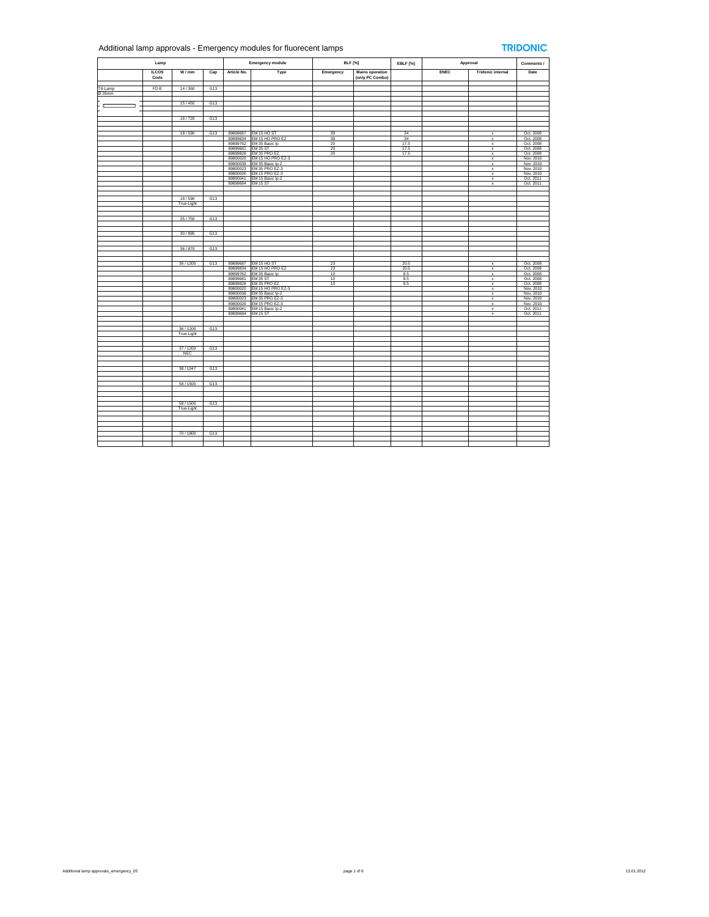# Additional lamp approvals - Emergency modules for fluorecent lamps

TRIDONIC

| Lamp | | | | Emergency module | | BLF [%] | | EBLF [%] | Approval | | Comments / |
|---|---|---|---|---|---|---|---|---|---|---|---|
| | ILCOS Code | W / mm | Cap | Article No. | Type | Emergency | Mains operation (only PC Combo) | | ENEC | Tridonic internal | Date |
| T8-Lamp Ø 26mm | FD-E | 14 / 360 | G13 | | | | | | | | |
| | | 15 / 450 | G13 | | | | | | | | |
| | | 16 / 720 | G13 | | | | | | | | |
| | | 18 / 590 | G13 | 89899687 | EM 15 HO ST | 39 | | 34 | | x | Oct. 2008 |
| | | | | 89899834 | EM 15 HO PRO EZ | 39 | | 34 | | x | Oct. 2008 |
| | | | | 89899762 | EM 35 Basic lp | 20 | | 17.5 | | x | Oct. 2008 |
| | | | | 89899681 | EM 35 ST | 20 | | 17.5 | | x | Oct. 2008 |
| | | | | 89899828 | EM 35 PRO EZ | 20 | | 17.5 | | x | Oct. 2008 |
| | | | | 89800020 | EM 15 HO PRO EZ-3 | | | | | x | Nov. 2010 |
| | | | | 89800038 | EM 35 Basic lp-2 | | | | | x | Nov. 2010 |
| | | | | 89800023 | EM 35 PRO EZ-3 | | | | | x | Nov. 2010 |
| | | | | 89800026 | EM 15 PRO EZ-3 | | | | | x | Nov. 2010 |
| | | | | 89800041 | EM 15 Basic lp-2 | | | | | x | Oct. 2011 |
| | | | | 89899684 | EM 15 ST | | | | | x | Oct. 2011 |
| | | 18 / 590 True-Light | G13 | | | | | | | | |
| | | 25 / 750 | G13 | | | | | | | | |
| | | 30 / 895 | G13 | | | | | | | | |
| | | 36 / 970 | G13 | | | | | | | | |
| | | 36 / 1200 | G13 | 89899687 | EM 15 HO ST | 23 | | 20.5 | | x | Oct. 2008 |
| | | | | 89899834 | EM 15 HO PRO EZ | 23 | | 20.5 | | x | Oct. 2008 |
| | | | | 89899762 | EM 35 Basic lp | 10 | | 8.5 | | x | Oct. 2008 |
| | | | | 89899681 | EM 35 ST | 10 | | 8.5 | | x | Oct. 2008 |
| | | | | 89899828 | EM 35 PRO EZ | 10 | | 8.5 | | x | Oct. 2008 |
| | | | | 89800020 | EM 15 HO PRO EZ-3 | | | | | x | Nov. 2010 |
| | | | | 89800038 | EM 35 Basic lp-2 | | | | | x | Nov. 2010 |
| | | | | 89800023 | EM 35 PRO EZ-3 | | | | | x | Nov. 2010 |
| | | | | 89800026 | EM 15 PRO EZ-3 | | | | | x | Nov. 2010 |
| | | | | 89800041 | EM 15 Basic lp-2 | | | | | x | Oct. 2011 |
| | | | | 89899684 | EM 15 ST | | | | | x | Oct. 2011 |
| | | 36 / 1200 True-Light | G13 | | | | | | | | |
| | | 37 / 1200 NEC | G13 | | | | | | | | |
| | | 38 / 1047 | G13 | | | | | | | | |
| | | 58 / 1500 | G13 | | | | | | | | |
| | | 58 / 1500 True-Light | G13 | | | | | | | | |
| | | 70 / 1800 | G13 | | | | | | | | |

Additional lamp approvals_emergency_05 — 13.01.2012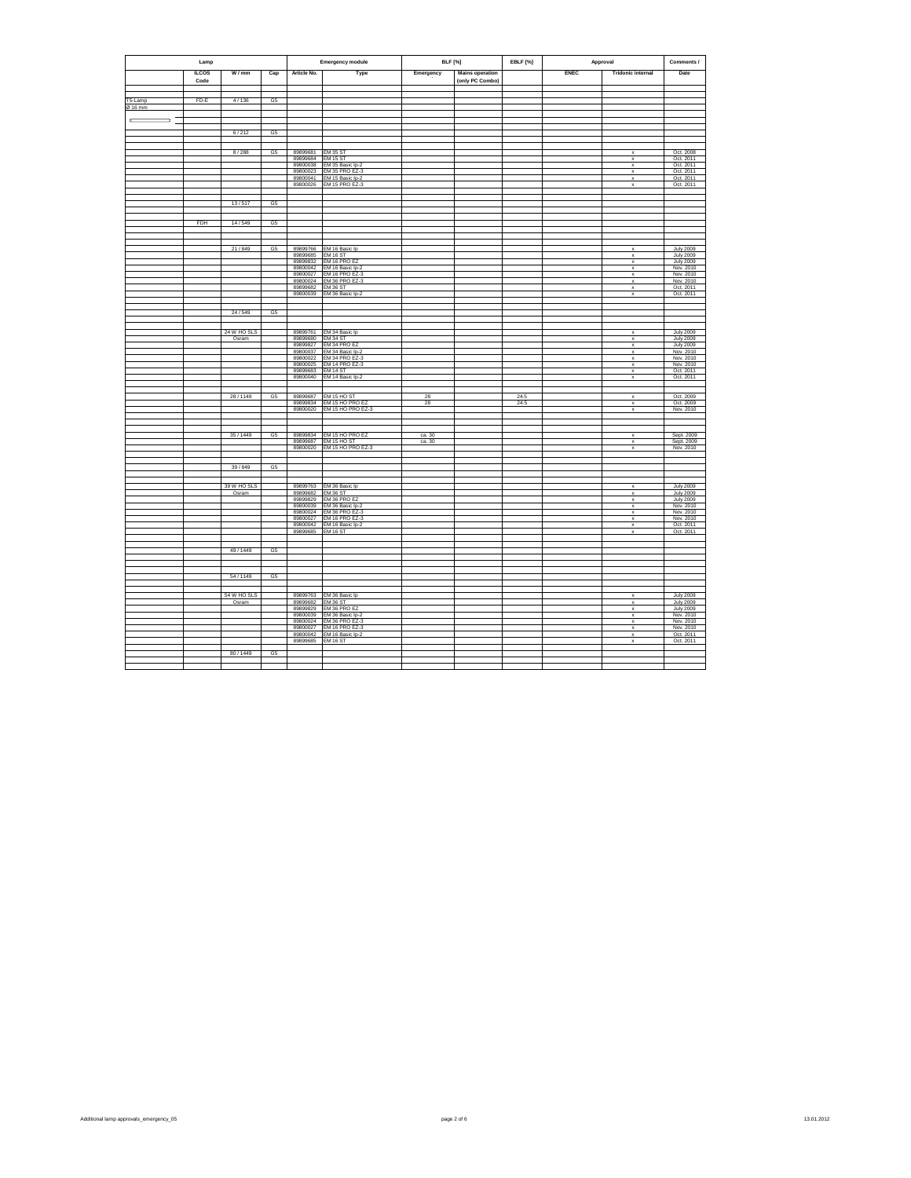| Lamp | | | | Emergency module | | BLF [%] | | EBLF [%] | Approval | | Comments / |
|---|---|---|---|---|---|---|---|---|---|---|---|
| | ILCOS Code | W / mm | Cap | Article No. | Type | Emergency | Mains operation (only PC Combo) | | ENEC | Tridonic internal | Date |
| T5-Lamp Ø 16 mm | FD-E | 4 / 136 | G5 | | | | | | | | |
| | | 6 / 212 | G5 | | | | | | | | |
| | | 8 / 288 | G5 | 89899681 | EM 35 ST | | | | | x | Oct. 2008 |
| | | | | 89899684 | EM 15 ST | | | | | x | Oct. 2011 |
| | | | | 89800038 | EM 35 Basic lp-2 | | | | | x | Oct. 2011 |
| | | | | 89800023 | EM 35 PRO EZ-3 | | | | | x | Oct. 2011 |
| | | | | 89800041 | EM 15 Basic lp-2 | | | | | x | Oct. 2011 |
| | | | | 89800026 | EM 15 PRO EZ-3 | | | | | x | Oct. 2011 |
| | | 13 / 517 | G5 | | | | | | | | |
| | FDH | 14 / 549 | G5 | | | | | | | | |
| | | 21 / 849 | G5 | 89899766 | EM 16 Basic lp | | | | | x | July 2009 |
| | | | | 89899685 | EM 16 ST | | | | | x | July 2009 |
| | | | | 89899832 | EM 16 PRO EZ | | | | | x | July 2009 |
| | | | | 89800042 | EM 16 Basic lp-2 | | | | | x | Nov. 2010 |
| | | | | 89800027 | EM 16 PRO EZ-3 | | | | | x | Nov. 2010 |
| | | | | 89800024 | EM 36 PRO EZ-3 | | | | | x | Nov. 2010 |
| | | | | 89899682 | EM 36 ST | | | | | x | Oct. 2011 |
| | | | | 89800039 | EM 36 Basic lp-2 | | | | | x | Oct. 2011 |
| | | 24 / 549 | G5 | | | | | | | | |
| | | 24 W HO SLS Osram | | 89899761 | EM 34 Basic lp | | | | | x | July 2009 |
| | | | | 89899680 | EM 34 ST | | | | | x | July 2009 |
| | | | | 89899827 | EM 34 PRO EZ | | | | | x | July 2009 |
| | | | | 89800037 | EM 34 Basic lp-2 | | | | | x | Nov. 2010 |
| | | | | 89800022 | EM 34 PRO EZ-3 | | | | | x | Nov. 2010 |
| | | | | 89800025 | EM 14 PRO EZ-3 | | | | | x | Nov. 2010 |
| | | | | 89899683 | EM 14 ST | | | | | x | Oct. 2011 |
| | | | | 89800040 | EM 14 Basic lp-2 | | | | | x | Oct. 2011 |
| | | 28 / 1149 | G5 | 89899687 | EM 15 HO ST | 28 | | 24.5 | | x | Oct. 2009 |
| | | | | 89899834 | EM 15 HO PRO EZ | 28 | | 24.5 | | x | Oct. 2009 |
| | | | | 89800020 | EM 15 HO PRO EZ-3 | | | | | x | Nov. 2010 |
| | | 35 / 1449 | G5 | 89899834 | EM 15 HO PRO EZ | ca. 30 | | | | x | Sept. 2009 |
| | | | | 89899687 | EM 15 HO ST | ca. 30 | | | | x | Sept. 2009 |
| | | | | 89800020 | EM 15 HO PRO EZ-3 | | | | | x | Nov. 2010 |
| | | 39 / 849 | G5 | | | | | | | | |
| | | 39 W HO SLS Osram | | 89899763 | EM 36 Basic lp | | | | | x | July 2009 |
| | | | | 89899682 | EM 36 ST | | | | | x | July 2009 |
| | | | | 89899829 | EM 36 PRO EZ | | | | | x | July 2009 |
| | | | | 89800039 | EM 36 Basic lp-2 | | | | | x | Nov. 2010 |
| | | | | 89800024 | EM 36 PRO EZ-3 | | | | | x | Nov. 2010 |
| | | | | 89800027 | EM 16 PRO EZ-3 | | | | | x | Nov. 2010 |
| | | | | 89800042 | EM 16 Basic lp-2 | | | | | x | Oct. 2011 |
| | | | | 89899685 | EM 16 ST | | | | | x | Oct. 2011 |
| | | 49 / 1449 | G5 | | | | | | | | |
| | | 54 / 1149 | G5 | | | | | | | | |
| | | 54 W HO SLS Osram | | 89899763 | EM 36 Basic lp | | | | | x | July 2009 |
| | | | | 89899682 | EM 36 ST | | | | | x | July 2009 |
| | | | | 89899829 | EM 36 PRO EZ | | | | | x | July 2009 |
| | | | | 89800039 | EM 36 Basic lp-2 | | | | | x | Nov. 2010 |
| | | | | 89800024 | EM 36 PRO EZ-3 | | | | | x | Nov. 2010 |
| | | | | 89800027 | EM 16 PRO EZ-3 | | | | | x | Nov. 2010 |
| | | | | 89800042 | EM 16 Basic lp-2 | | | | | x | Oct. 2011 |
| | | | | 89899685 | EM 16 ST | | | | | x | Oct. 2011 |
| | | 80 / 1449 | G5 | | | | | | | | |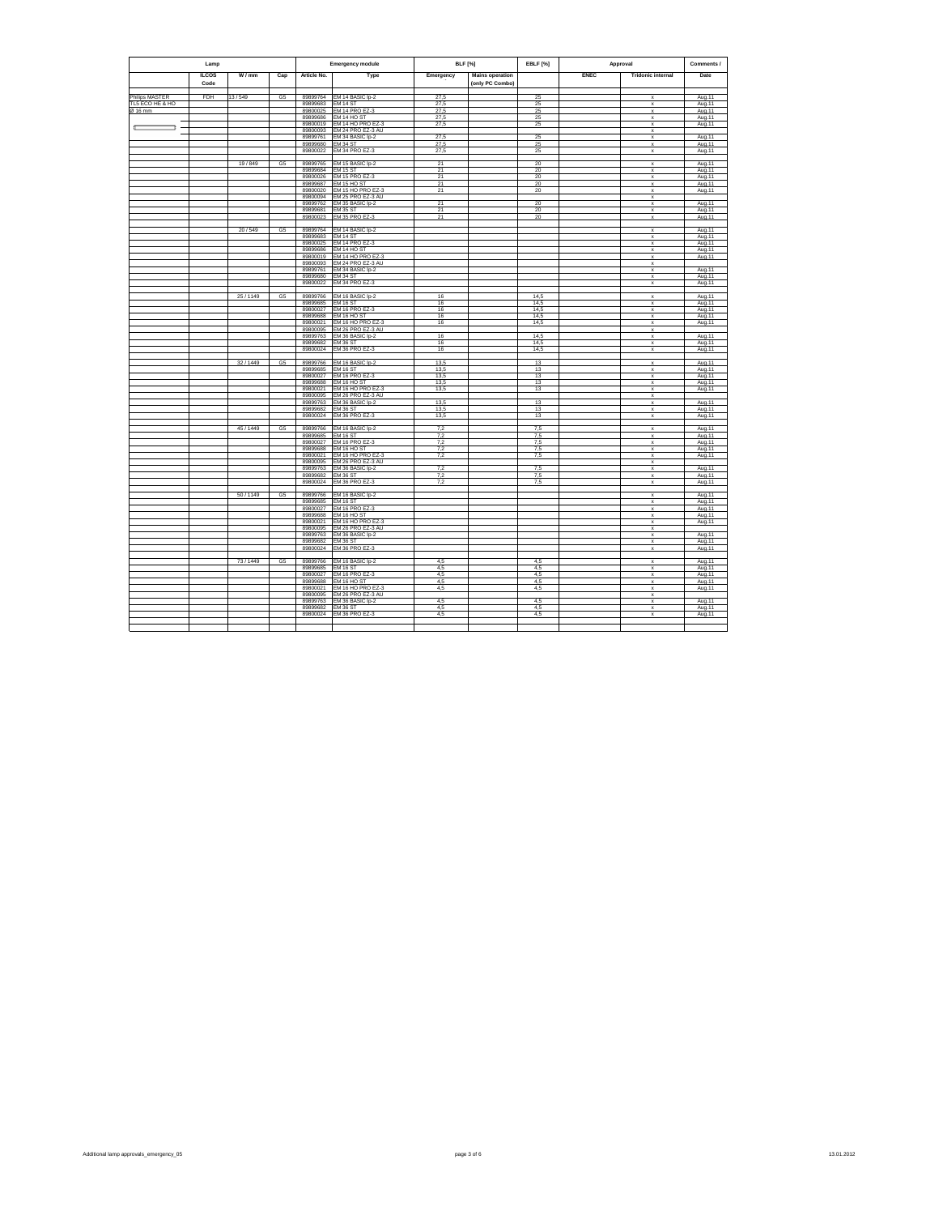| Lamp | | | | Emergency module | | BLF [%] | | EBLF [%] | Approval | | Comments / |
|---|---|---|---|---|---|---|---|---|---|---|---|
| | ILCOS Code | W / mm | Cap | Article No. | Type | Emergency | Mains operation (only PC Combo) | | ENEC | Tridonic internal | Date |
| Philips MASTER TL5 ECO HE & HO Ø 16 mm | FDH | 13 / 549 | G5 | 89899764 | EM 14 BASIC lp-2 | 27,5 | | 25 | | x | Aug.11 |
| | | | | 89899683 | EM 14 ST | 27,5 | | 25 | | x | Aug.11 |
| | | | | 89800025 | EM 14 PRO EZ-3 | 27,5 | | 25 | | x | Aug.11 |
| | | | | 89899686 | EM 14 HO ST | 27,5 | | 25 | | x | Aug.11 |
| | | | | 89800019 | EM 14 HO PRO EZ-3 | 27,5 | | 25 | | x | Aug.11 |
| | | | | 89800093 | EM 24 PRO EZ-3 AU | | | | | x | |
| | | | | 89899761 | EM 34 BASIC lp-2 | 27,5 | | 25 | | x | Aug.11 |
| | | | | 89899680 | EM 34 ST | 27,5 | | 25 | | x | Aug.11 |
| | | | | 89800022 | EM 34 PRO EZ-3 | 27,5 | | 25 | | x | Aug.11 |
| | | 19 / 849 | G5 | 89899765 | EM 15 BASIC lp-2 | 21 | | 20 | | x | Aug.11 |
| | | | | 89899684 | EM 15 ST | 21 | | 20 | | x | Aug.11 |
| | | | | 89800026 | EM 15 PRO EZ-3 | 21 | | 20 | | x | Aug.11 |
| | | | | 89899687 | EM 15 HO ST | 21 | | 20 | | x | Aug.11 |
| | | | | 89800020 | EM 15 HO PRO EZ-3 | 21 | | 20 | | x | Aug.11 |
| | | | | 89800094 | EM 25 PRO EZ-3 AU | | | | | x | |
| | | | | 89899762 | EM 35 BASIC lp-2 | 21 | | 20 | | x | Aug.11 |
| | | | | 89899681 | EM 35 ST | 21 | | 20 | | x | Aug.11 |
| | | | | 89800023 | EM 35 PRO EZ-3 | 21 | | 20 | | x | Aug.11 |
| | | 20 / 549 | G5 | 89899764 | EM 14 BASIC lp-2 | | | | | x | Aug.11 |
| | | | | 89899683 | EM 14 ST | | | | | x | Aug.11 |
| | | | | 89800025 | EM 14 PRO EZ-3 | | | | | x | Aug.11 |
| | | | | 89899686 | EM 14 HO ST | | | | | x | Aug.11 |
| | | | | 89800019 | EM 14 HO PRO EZ-3 | | | | | x | Aug.11 |
| | | | | 89800093 | EM 24 PRO EZ-3 AU | | | | | x | |
| | | | | 89899761 | EM 34 BASIC lp-2 | | | | | x | Aug.11 |
| | | | | 89899680 | EM 34 ST | | | | | x | Aug.11 |
| | | | | 89800022 | EM 34 PRO EZ-3 | | | | | x | Aug.11 |
| | | 25 / 1149 | G5 | 89899766 | EM 16 BASIC lp-2 | 16 | | 14,5 | | x | Aug.11 |
| | | | | 89899685 | EM 16 ST | 16 | | 14,5 | | x | Aug.11 |
| | | | | 89800027 | EM 16 PRO EZ-3 | 16 | | 14,5 | | x | Aug.11 |
| | | | | 89899688 | EM 16 HO ST | 16 | | 14,5 | | x | Aug.11 |
| | | | | 89800021 | EM 16 HO PRO EZ-3 | 16 | | 14,5 | | x | Aug.11 |
| | | | | 89800095 | EM 26 PRO EZ-3 AU | | | | | x | |
| | | | | 89899763 | EM 36 BASIC lp-2 | 16 | | 14,5 | | x | Aug.11 |
| | | | | 89899682 | EM 36 ST | 16 | | 14,5 | | x | Aug.11 |
| | | | | 89800024 | EM 36 PRO EZ-3 | 16 | | 14,5 | | x | Aug.11 |
| | | 32 / 1449 | G5 | 89899766 | EM 16 BASIC lp-2 | 13,5 | | 13 | | x | Aug.11 |
| | | | | 89899685 | EM 16 ST | 13,5 | | 13 | | x | Aug.11 |
| | | | | 89800027 | EM 16 PRO EZ-3 | 13,5 | | 13 | | x | Aug.11 |
| | | | | 89899688 | EM 16 HO ST | 13,5 | | 13 | | x | Aug.11 |
| | | | | 89800021 | EM 16 HO PRO EZ-3 | 13,5 | | 13 | | x | Aug.11 |
| | | | | 89800095 | EM 26 PRO EZ-3 AU | | | | | x | |
| | | | | 89899763 | EM 36 BASIC lp-2 | 13,5 | | 13 | | x | Aug.11 |
| | | | | 89899682 | EM 36 ST | 13,5 | | 13 | | x | Aug.11 |
| | | | | 89800024 | EM 36 PRO EZ-3 | 13,5 | | 13 | | x | Aug.11 |
| | | 45 / 1449 | G5 | 89899766 | EM 16 BASIC lp-2 | 7,2 | | 7,5 | | x | Aug.11 |
| | | | | 89899685 | EM 16 ST | 7,2 | | 7,5 | | x | Aug.11 |
| | | | | 89800027 | EM 16 PRO EZ-3 | 7,2 | | 7,5 | | x | Aug.11 |
| | | | | 89899688 | EM 16 HO ST | 7,2 | | 7,5 | | x | Aug.11 |
| | | | | 89800021 | EM 16 HO PRO EZ-3 | 7,2 | | 7,5 | | x | Aug.11 |
| | | | | 89800095 | EM 26 PRO EZ-3 AU | | | | | x | |
| | | | | 89899763 | EM 36 BASIC lp-2 | 7,2 | | 7,5 | | x | Aug.11 |
| | | | | 89899682 | EM 36 ST | 7,2 | | 7,5 | | x | Aug.11 |
| | | | | 89800024 | EM 36 PRO EZ-3 | 7,2 | | 7,5 | | x | Aug.11 |
| | | 50 / 1149 | G5 | 89899766 | EM 16 BASIC lp-2 | | | | | x | Aug.11 |
| | | | | 89899685 | EM 16 ST | | | | | x | Aug.11 |
| | | | | 89800027 | EM 16 PRO EZ-3 | | | | | x | Aug.11 |
| | | | | 89899688 | EM 16 HO ST | | | | | x | Aug.11 |
| | | | | 89800021 | EM 16 HO PRO EZ-3 | | | | | x | Aug.11 |
| | | | | 89800095 | EM 26 PRO EZ-3 AU | | | | | x | |
| | | | | 89899763 | EM 36 BASIC lp-2 | | | | | x | Aug.11 |
| | | | | 89899682 | EM 36 ST | | | | | x | Aug.11 |
| | | | | 89800024 | EM 36 PRO EZ-3 | | | | | x | Aug.11 |
| | | 73 / 1449 | G5 | 89899766 | EM 16 BASIC lp-2 | 4,5 | | 4,5 | | x | Aug.11 |
| | | | | 89899685 | EM 16 ST | 4,5 | | 4,5 | | x | Aug.11 |
| | | | | 89800027 | EM 16 PRO EZ-3 | 4,5 | | 4,5 | | x | Aug.11 |
| | | | | 89899688 | EM 16 HO ST | 4,5 | | 4,5 | | x | Aug.11 |
| | | | | 89800021 | EM 16 HO PRO EZ-3 | 4,5 | | 4,5 | | x | Aug.11 |
| | | | | 89800095 | EM 26 PRO EZ-3 AU | | | | | x | |
| | | | | 89899763 | EM 36 BASIC lp-2 | 4,5 | | 4,5 | | x | Aug.11 |
| | | | | 89899682 | EM 36 ST | 4,5 | | 4,5 | | x | Aug.11 |
| | | | | 89800024 | EM 36 PRO EZ-3 | 4,5 | | 4,5 | | x | Aug.11 |

Additional lamp approvals_emergency_05 — 13.01.2012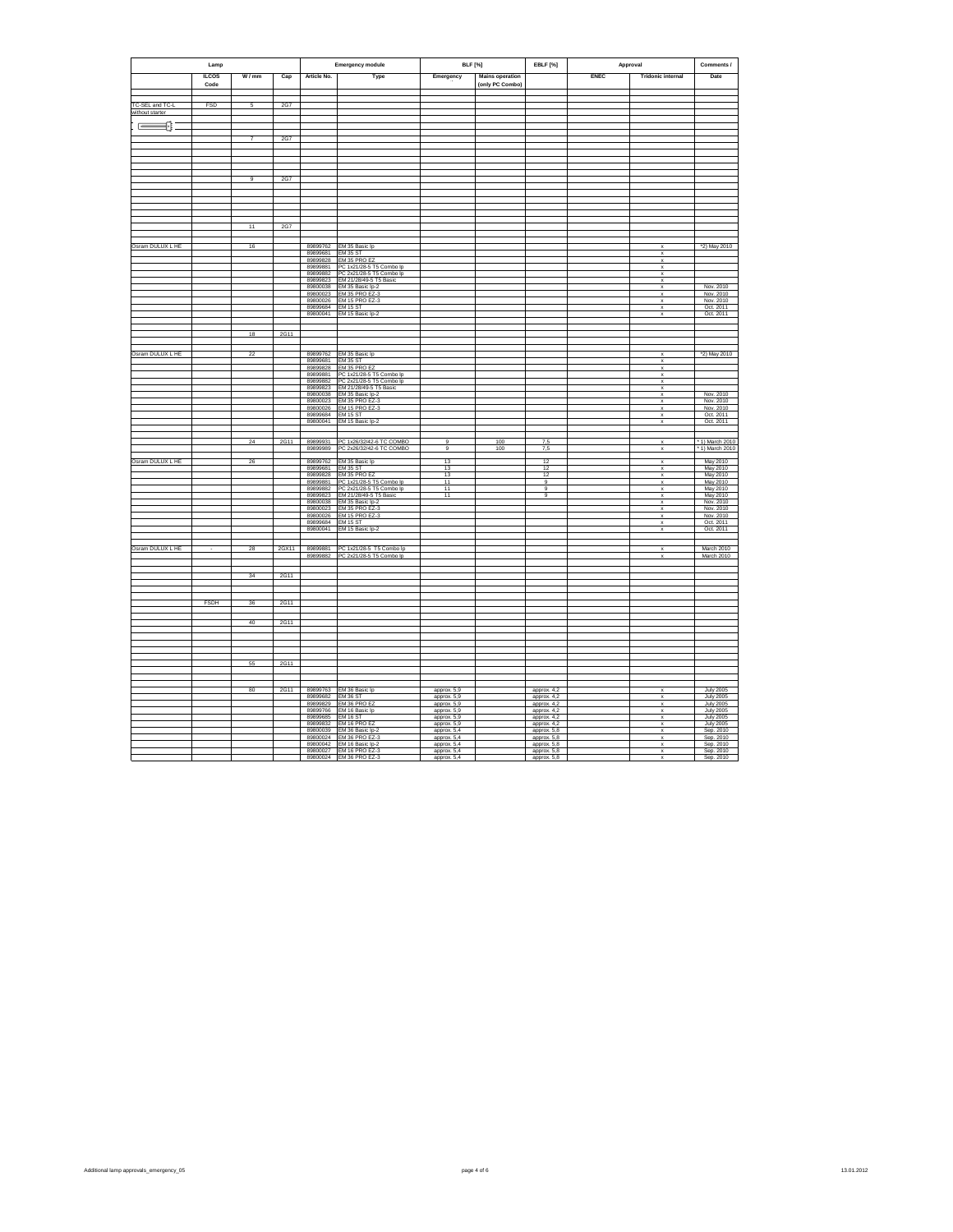| Lamp | | | | Emergency module | | BLF [%] | | EBLF [%] | Approval | | Comments / |
|---|---|---|---|---|---|---|---|---|---|---|---|
| | ILCOS Code | W / mm | Cap | Article No. | Type | Emergency | Mains operation (only PC Combo) | | ENEC | Tridonic internal | Date |
| TC-SEL and TC-L without starter | FSD | 5 | 2G7 | | | | | | | | |
| | | 7 | 2G7 | | | | | | | | |
| | | 9 | 2G7 | | | | | | | | |
| | | 11 | 2G7 | | | | | | | | |
| Osram DULUX L HE | | 16 | | 89899762 | EM 35 Basic lp | | | | | x | *2) May 2010 |
| | | | | 89899681 | EM 35 ST | | | | | x | |
| | | | | 89899828 | EM 35 PRO EZ | | | | | x | |
| | | | | 89899881 | PC 1x21/28-5 T5 Combo lp | | | | | x | |
| | | | | 89899882 | PC 2x21/28-5 T5 Combo lp | | | | | x | |
| | | | | 89899823 | EM 21/28/49-5 T5 Basic | | | | | x | |
| | | | | 89800038 | EM 35 Basic lp-2 | | | | | x | Nov. 2010 |
| | | | | 89800023 | EM 35 PRO EZ-3 | | | | | x | Nov. 2010 |
| | | | | 89800026 | EM 15 PRO EZ-3 | | | | | x | Nov. 2010 |
| | | | | 89899684 | EM 15 ST | | | | | x | Oct. 2011 |
| | | | | 89800041 | EM 15 Basic lp-2 | | | | | x | Oct. 2011 |
| | | 18 | 2G11 | | | | | | | | |
| Osram DULUX L HE | | 22 | | 89899762 | EM 35 Basic lp | | | | | x | *2) May 2010 |
| | | | | 89899681 | EM 35 ST | | | | | x | |
| | | | | 89899828 | EM 35 PRO EZ | | | | | x | |
| | | | | 89899881 | PC 1x21/28-5 T5 Combo lp | | | | | x | |
| | | | | 89899882 | PC 2x21/28-5 T5 Combo lp | | | | | x | |
| | | | | 89899823 | EM 21/28/49-5 T5 Basic | | | | | x | |
| | | | | 89800038 | EM 35 Basic lp-2 | | | | | x | Nov. 2010 |
| | | | | 89800023 | EM 35 PRO EZ-3 | | | | | x | Nov. 2010 |
| | | | | 89800026 | EM 15 PRO EZ-3 | | | | | x | Nov. 2010 |
| | | | | 89899684 | EM 15 ST | | | | | x | Oct. 2011 |
| | | | | 89800041 | EM 15 Basic lp-2 | | | | | x | Oct. 2011 |
| | | 24 | 2G11 | 89899931 | PC 1x26/32/42-6 TC COMBO | 9 | 100 | 7,5 | | x | * 1) March 2010 |
| | | | | 89899989 | PC 2x26/32/42-6 TC COMBO | 9 | 100 | 7,5 | | x | * 1) March 2010 |
| Osram DULUX L HE | | 26 | | 89899762 | EM 35 Basic lp | 13 | | 12 | | x | May 2010 |
| | | | | 89899681 | EM 35 ST | 13 | | 12 | | x | May 2010 |
| | | | | 89899828 | EM 35 PRO EZ | 13 | | 12 | | x | May 2010 |
| | | | | 89899881 | PC 1x21/28-5 T5 Combo lp | 11 | | 9 | | x | May 2010 |
| | | | | 89899882 | PC 2x21/28-5 T5 Combo lp | 11 | | 9 | | x | May 2010 |
| | | | | 89899823 | EM 21/28/49-5 T5 Basic | 11 | | 9 | | x | May 2010 |
| | | | | 89800038 | EM 35 Basic lp-2 | | | | | x | Nov. 2010 |
| | | | | 89800023 | EM 35 PRO EZ-3 | | | | | x | Nov. 2010 |
| | | | | 89800026 | EM 15 PRO EZ-3 | | | | | x | Nov. 2010 |
| | | | | 89899684 | EM 15 ST | | | | | x | Oct. 2011 |
| | | | | 89800041 | EM 15 Basic lp-2 | | | | | x | Oct. 2011 |
| Osram DULUX L HE | - | 28 | 2GX11 | 89899881 | PC 1x21/28-5 T5 Combo lp | | | | | x | March 2010 |
| | | | | 89899882 | PC 2x21/28-5 T5 Combo lp | | | | | x | March 2010 |
| | | 34 | 2G11 | | | | | | | | |
| | FSDH | 36 | 2G11 | | | | | | | | |
| | | 40 | 2G11 | | | | | | | | |
| | | 55 | 2G11 | | | | | | | | |
| | | 80 | 2G11 | 89899763 | EM 36 Basic lp | approx. 5,9 | | approx. 4,2 | | x | July 2005 |
| | | | | 89899682 | EM 36 ST | approx. 5,9 | | approx. 4,2 | | x | July 2005 |
| | | | | 89899829 | EM 36 PRO EZ | approx. 5,9 | | approx. 4,2 | | x | July 2005 |
| | | | | 89899766 | EM 16 Basic lp | approx. 5,9 | | approx. 4,2 | | x | July 2005 |
| | | | | 89899685 | EM 16 ST | approx. 5,9 | | approx. 4,2 | | x | July 2005 |
| | | | | 89899832 | EM 16 PRO EZ | approx. 5,9 | | approx. 4,2 | | x | July 2005 |
| | | | | 89800039 | EM 36 Basic lp-2 | approx. 5,4 | | approx. 5,8 | | x | Sep. 2010 |
| | | | | 89800024 | EM 36 PRO EZ-3 | approx. 5,4 | | approx. 5,8 | | x | Sep. 2010 |
| | | | | 89800042 | EM 16 Basic lp-2 | approx. 5,4 | | approx. 5,8 | | x | Sep. 2010 |
| | | | | 89800027 | EM 16 PRO EZ-3 | approx. 5,4 | | approx. 5,8 | | x | Sep. 2010 |
| | | | | 89800024 | EM 36 PRO EZ-3 | approx. 5,4 | | approx. 5,8 | | x | Sep. 2010 |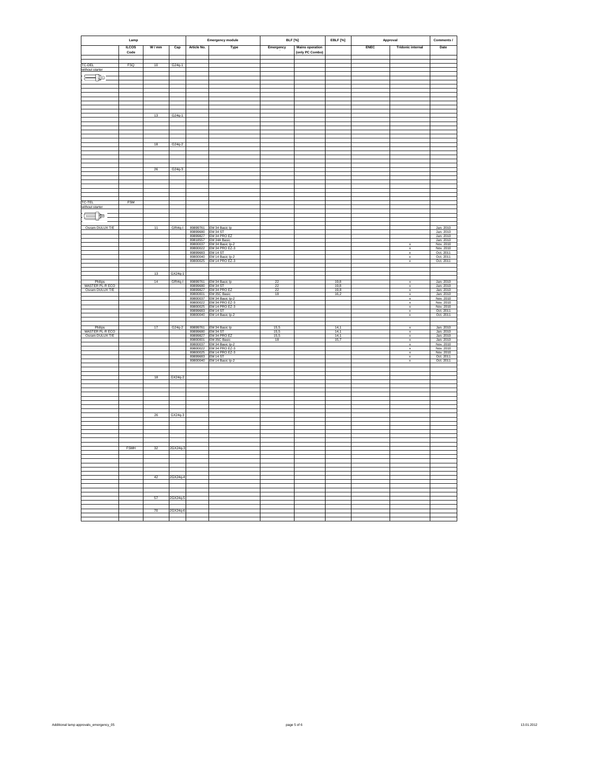| Lamp | | | | Emergency module | | BLF [%] | | EBLF [%] | Approval | | Comments / |
|---|---|---|---|---|---|---|---|---|---|---|---|
| | ILCOS Code | W / mm | Cap | Article No. | Type | Emergency | Mains operation (only PC Combo) | | ENEC | Tridonic internal | Date |
| TC-DEL without starter | FSQ | 10 | G24q-1 | | | | | | | | |
| | | 13 | G24q-1 | | | | | | | | |
| | | 18 | G24q-2 | | | | | | | | |
| | | 26 | G24q-3 | | | | | | | | |
| TC-TEL without starter | FSM | | | | | | | | | | |
| Osram DULUX T/E | | 11 | GRl4q-I | 89899761 | EM 34 Basic lp | | | | | | Jan. 2010 |
| | | | | 89899680 | EM 34 ST | | | | | | Jan. 2010 |
| | | | | 89899827 | EM 34 PRO EZ | | | | | | Jan. 2010 |
| | | | | 89818557 | EM 34A Basic | | | | | | Jan. 2010 |
| | | | | 89800037 | EM 34 Basic lp-2 | | | | | x | Nov. 2010 |
| | | | | 89800022 | EM 34 PRO EZ-3 | | | | | x | Nov. 2010 |
| | | | | 89899683 | EM 14 ST | | | | | x | Oct. 2011 |
| | | | | 89800040 | EM 14 Basic lp-2 | | | | | x | Oct. 2011 |
| | | | | 89800025 | EM 14 PRO EZ-3 | | | | | x | Oct. 2011 |
| | | 13 | GX24q-1 | | | | | | | | |
| Philips MASTER PL-R ECO Osram DULUX T/E | | 14 | GRl4q-I | 89899761 | EM 34 Basic lp | 22 | | 19,8 | | x | Jan. 2010 |
| | | | | 89899680 | EM 34 ST | 22 | | 19,8 | | x | Jan. 2010 |
| | | | | 89899827 | EM 34 PRO EZ | 22 | | 19,8 | | x | Jan. 2010 |
| | | | | 89800001 | EM 35C Basic | 18 | | 16,2 | | x | Jan. 2010 |
| | | | | 89800037 | EM 34 Basic lp-2 | | | | | x | Nov. 2010 |
| | | | | 89800022 | EM 34 PRO EZ-3 | | | | | x | Nov. 2010 |
| | | | | 89800025 | EM 14 PRO EZ-3 | | | | | x | Nov. 2010 |
| | | | | 89899683 | EM 14 ST | | | | | x | Oct. 2011 |
| | | | | 89800040 | EM 14 Basic lp-2 | | | | | x | Oct. 2011 |
| Philips MASTER PL-R ECO Osram DULUX T/E | | 17 | G24q-2 | 89899761 | EM 34 Basic lp | 15,5 | | 14,1 | | x | Jan. 2010 |
| | | | | 89899680 | EM 34 ST | 15,5 | | 14,1 | | x | Jan. 2010 |
| | | | | 89899827 | EM 34 PRO EZ | 15,5 | | 14,1 | | x | Jan. 2010 |
| | | | | 89800001 | EM 35C Basic | 18 | | 15,7 | | x | Jan. 2010 |
| | | | | 89800037 | EM 34 Basic lp-2 | | | | | x | Nov. 2010 |
| | | | | 89800022 | EM 34 PRO EZ-3 | | | | | x | Nov. 2010 |
| | | | | 89800025 | EM 14 PRO EZ-3 | | | | | x | Nov. 2010 |
| | | | | 89899683 | EM 14 ST | | | | | x | Oct. 2011 |
| | | | | 89800040 | EM 14 Basic lp-2 | | | | | x | Oct. 2011 |
| | | 18 | GX24q-2 | | | | | | | | |
| | | 26 | GX24q-3 | | | | | | | | |
| | FSMH | 32 | 2GX24q-3 | | | | | | | | |
| | | 42 | 2GX24q-4 | | | | | | | | |
| | | 57 | 2GX24q-5 | | | | | | | | |
| | | 70 | 2GX24q-6 | | | | | | | | |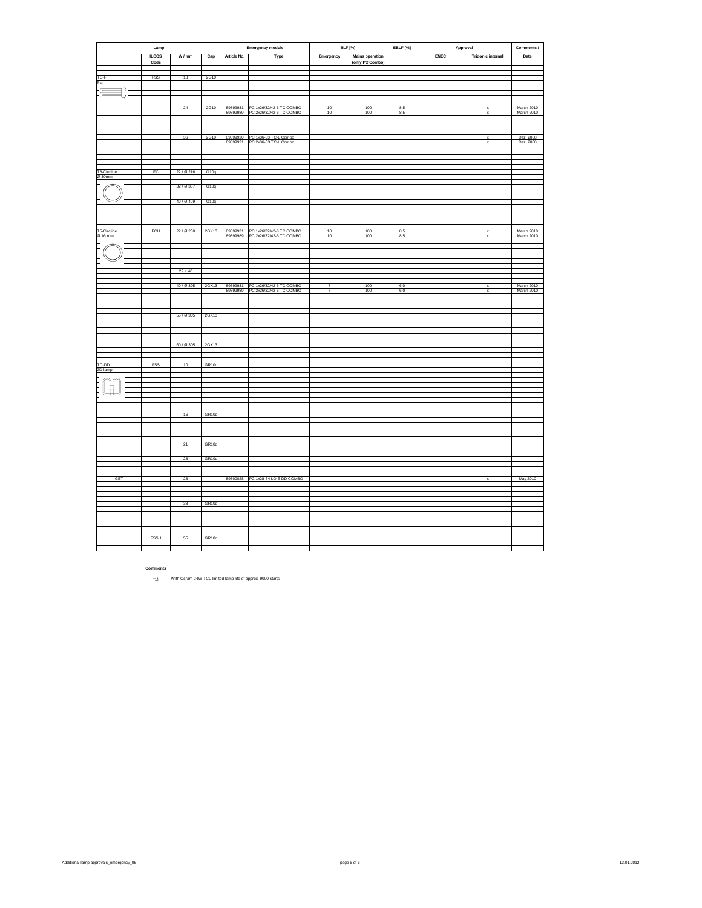| Lamp | | | | Emergency module | | BLF [%] | | EBLF [%] | Approval | | Comments / |
|---|---|---|---|---|---|---|---|---|---|---|---|
| | ILCOS Code | W / mm | Cap | Article No. | Type | Emergency | Mains operation (only PC Combo) | | ENEC | Tridonic internal | Date |
| TC-F Flat | FSS | 18 | 2G10 | | | | | | | | |
| | | 24 | 2G10 | 89899931 | PC 1x26/32/42-6 TC COMBO | 10 | 100 | 8,5 | | x | March 2010 |
| | | | | 89899989 | PC 2x26/32/42-6 TC COMBO | 10 | 100 | 8,5 | | x | March 2010 |
| | | 36 | 2G10 | 89899920 | PC 1x36-33 TC-L Combo | | | | | x | Dez. 2008 |
| | | | | 89899921 | PC 2x36-33 TC-L Combo | | | | | x | Dez. 2008 |
| T8-Circline Ø 30mm | FC | 22 / Ø 216 | G10q | | | | | | | | |
| | | 32 / Ø 307 | G10q | | | | | | | | |
| | | 40 / Ø 409 | G10q | | | | | | | | |
| T5-Circline Ø 16 mm | FCH | 22 / Ø 230 | 2GX13 | 89899931 | PC 1x26/32/42-6 TC COMBO | 10 | 100 | 8,5 | | x | March 2010 |
| | | | | 89899989 | PC 2x26/32/42-6 TC COMBO | 10 | 100 | 8,5 | | x | March 2010 |
| | | 22 + 40 | | | | | | | | | |
| | | 40 / Ø 305 | 2GX13 | 89899931 | PC 1x26/32/42-6 TC COMBO | 7 | 100 | 6,0 | | x | March 2010 |
| | | | | 89899989 | PC 2x26/32/42-6 TC COMBO | 7 | 100 | 6,0 | | x | March 2010 |
| | | 55 / Ø 305 | 2GX13 | | | | | | | | |
| | | 60 / Ø 305 | 2GX13 | | | | | | | | |
| TC-DD 2D-lamp | FSS | 10 | GR10q | | | | | | | | |
| | | 16 | GR10q | | | | | | | | |
| | | 21 | GR10q | | | | | | | | |
| | | 28 | GR10q | | | | | | | | |
| GET | | 28 | | 89800028 | PC 1x28-34 LO E DD COMBO | | | | | x | May 2010 |
| | | 38 | GR10q | | | | | | | | |
| | FSSH | 55 | GR10q | | | | | | | | |

**Comments**

*1) With Osram 24W TCL limited lamp life of approx. 9000 starts